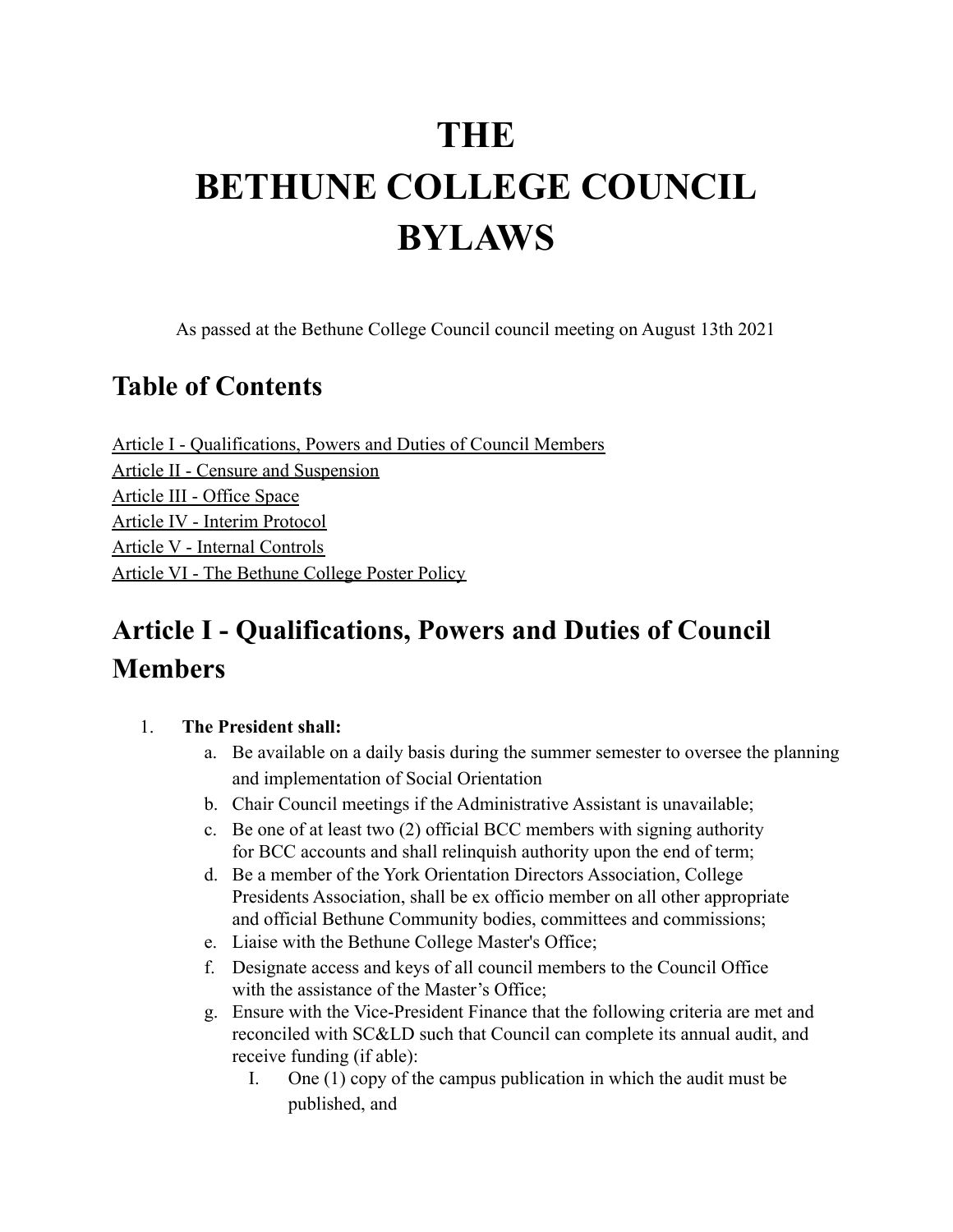# THE BETHUNE COLLEGE COUNCIL BYLAWS

As passed at the Bethune College Council council meeting on August 13th 2021

## Table of Contents

Article I - Qualifications, Powers and Duties of Council Members
Article II - Censure and Suspension
Article III - Office Space
Article IV - Interim Protocol
Article V - Internal Controls
Article VI - The Bethune College Poster Policy

## Article I - Qualifications, Powers and Duties of Council Members

1. **The President shall:**
    a. Be available on a daily basis during the summer semester to oversee the planning and implementation of Social Orientation
    b. Chair Council meetings if the Administrative Assistant is unavailable;
    c. Be one of at least two (2) official BCC members with signing authority for BCC accounts and shall relinquish authority upon the end of term;
    d. Be a member of the York Orientation Directors Association, College Presidents Association, shall be ex officio member on all other appropriate and official Bethune Community bodies, committees and commissions;
    e. Liaise with the Bethune College Master's Office;
    f. Designate access and keys of all council members to the Council Office with the assistance of the Master's Office;
    g. Ensure with the Vice-President Finance that the following criteria are met and reconciled with SC&LD such that Council can complete its annual audit, and receive funding (if able):
        I. One (1) copy of the campus publication in which the audit must be published, and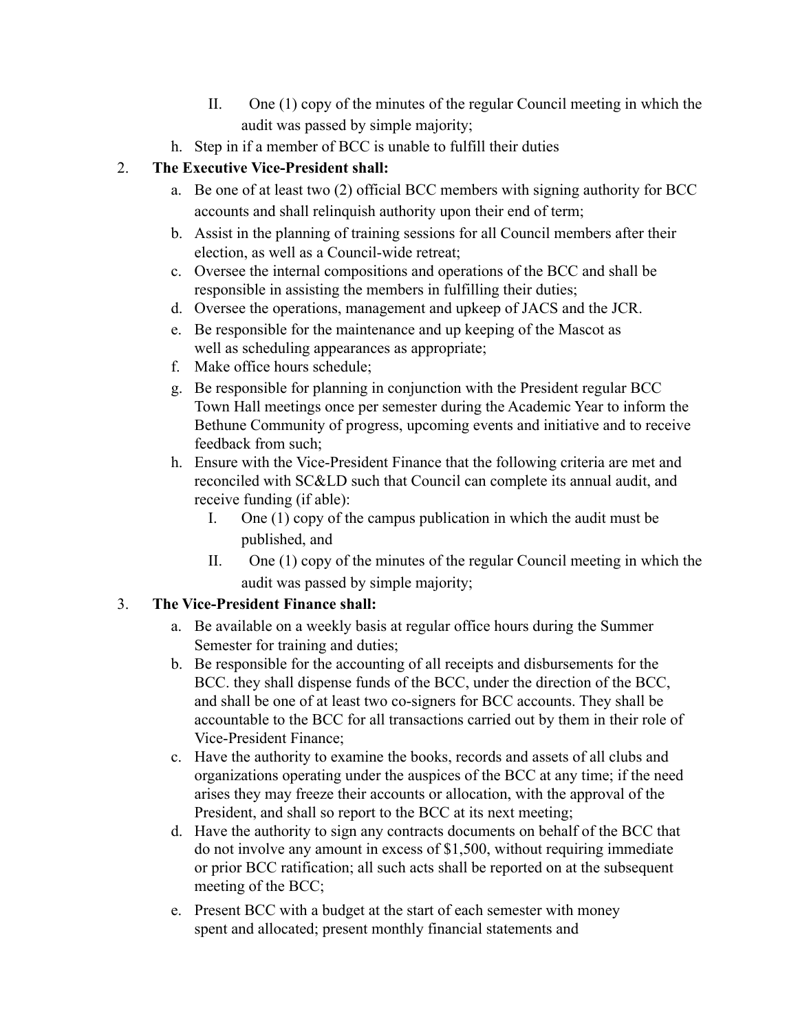- II. One (1) copy of the minutes of the regular Council meeting in which the audit was passed by simple majority;

   h. Step in if a member of BCC is unable to fulfill their duties

2. **The Executive Vice-President shall:**
   a. Be one of at least two (2) official BCC members with signing authority for BCC accounts and shall relinquish authority upon their end of term;
   b. Assist in the planning of training sessions for all Council members after their election, as well as a Council-wide retreat;
   c. Oversee the internal compositions and operations of the BCC and shall be responsible in assisting the members in fulfilling their duties;
   d. Oversee the operations, management and upkeep of JACS and the JCR.
   e. Be responsible for the maintenance and up keeping of the Mascot as well as scheduling appearances as appropriate;
   f. Make office hours schedule;
   g. Be responsible for planning in conjunction with the President regular BCC Town Hall meetings once per semester during the Academic Year to inform the Bethune Community of progress, upcoming events and initiative and to receive feedback from such;
   h. Ensure with the Vice-President Finance that the following criteria are met and reconciled with SC&LD such that Council can complete its annual audit, and receive funding (if able):
      - I. One (1) copy of the campus publication in which the audit must be published, and
      - II. One (1) copy of the minutes of the regular Council meeting in which the audit was passed by simple majority;

3. **The Vice-President Finance shall:**
   a. Be available on a weekly basis at regular office hours during the Summer Semester for training and duties;
   b. Be responsible for the accounting of all receipts and disbursements for the BCC. they shall dispense funds of the BCC, under the direction of the BCC, and shall be one of at least two co-signers for BCC accounts. They shall be accountable to the BCC for all transactions carried out by them in their role of Vice-President Finance;
   c. Have the authority to examine the books, records and assets of all clubs and organizations operating under the auspices of the BCC at any time; if the need arises they may freeze their accounts or allocation, with the approval of the President, and shall so report to the BCC at its next meeting;
   d. Have the authority to sign any contracts documents on behalf of the BCC that do not involve any amount in excess of $1,500, without requiring immediate or prior BCC ratification; all such acts shall be reported on at the subsequent meeting of the BCC;
   e. Present BCC with a budget at the start of each semester with money spent and allocated; present monthly financial statements and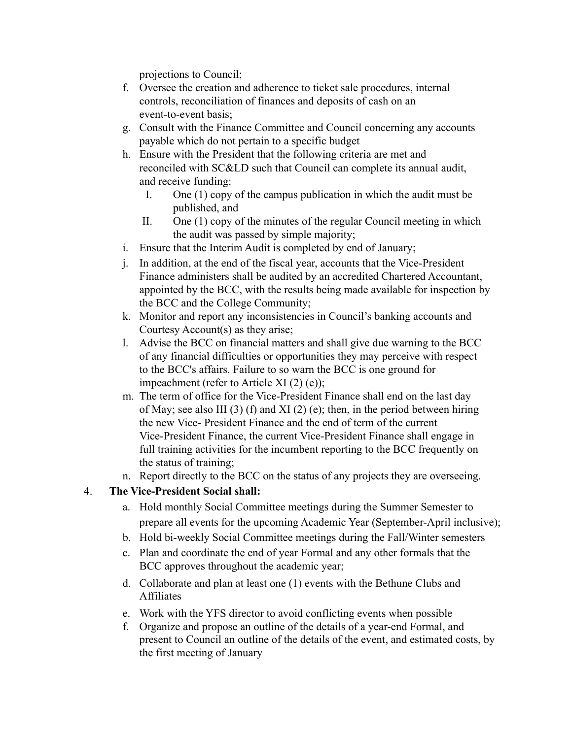projections to Council;

f. Oversee the creation and adherence to ticket sale procedures, internal controls, reconciliation of finances and deposits of cash on an event-to-event basis;
g. Consult with the Finance Committee and Council concerning any accounts payable which do not pertain to a specific budget
h. Ensure with the President that the following criteria are met and reconciled with SC&LD such that Council can complete its annual audit, and receive funding:
    I. One (1) copy of the campus publication in which the audit must be published, and
    II. One (1) copy of the minutes of the regular Council meeting in which the audit was passed by simple majority;
i. Ensure that the Interim Audit is completed by end of January;
j. In addition, at the end of the fiscal year, accounts that the Vice-President Finance administers shall be audited by an accredited Chartered Accountant, appointed by the BCC, with the results being made available for inspection by the BCC and the College Community;
k. Monitor and report any inconsistencies in Council's banking accounts and Courtesy Account(s) as they arise;
l. Advise the BCC on financial matters and shall give due warning to the BCC of any financial difficulties or opportunities they may perceive with respect to the BCC's affairs. Failure to so warn the BCC is one ground for impeachment (refer to Article XI (2) (e));
m. The term of office for the Vice-President Finance shall end on the last day of May; see also III (3) (f) and XI (2) (e); then, in the period between hiring the new Vice- President Finance and the end of term of the current Vice-President Finance, the current Vice-President Finance shall engage in full training activities for the incumbent reporting to the BCC frequently on the status of training;
n. Report directly to the BCC on the status of any projects they are overseeing.

4. **The Vice-President Social shall:**
    a. Hold monthly Social Committee meetings during the Summer Semester to prepare all events for the upcoming Academic Year (September-April inclusive);
    b. Hold bi-weekly Social Committee meetings during the Fall/Winter semesters
    c. Plan and coordinate the end of year Formal and any other formals that the BCC approves throughout the academic year;
    d. Collaborate and plan at least one (1) events with the Bethune Clubs and Affiliates
    e. Work with the YFS director to avoid conflicting events when possible
    f. Organize and propose an outline of the details of a year-end Formal, and present to Council an outline of the details of the event, and estimated costs, by the first meeting of January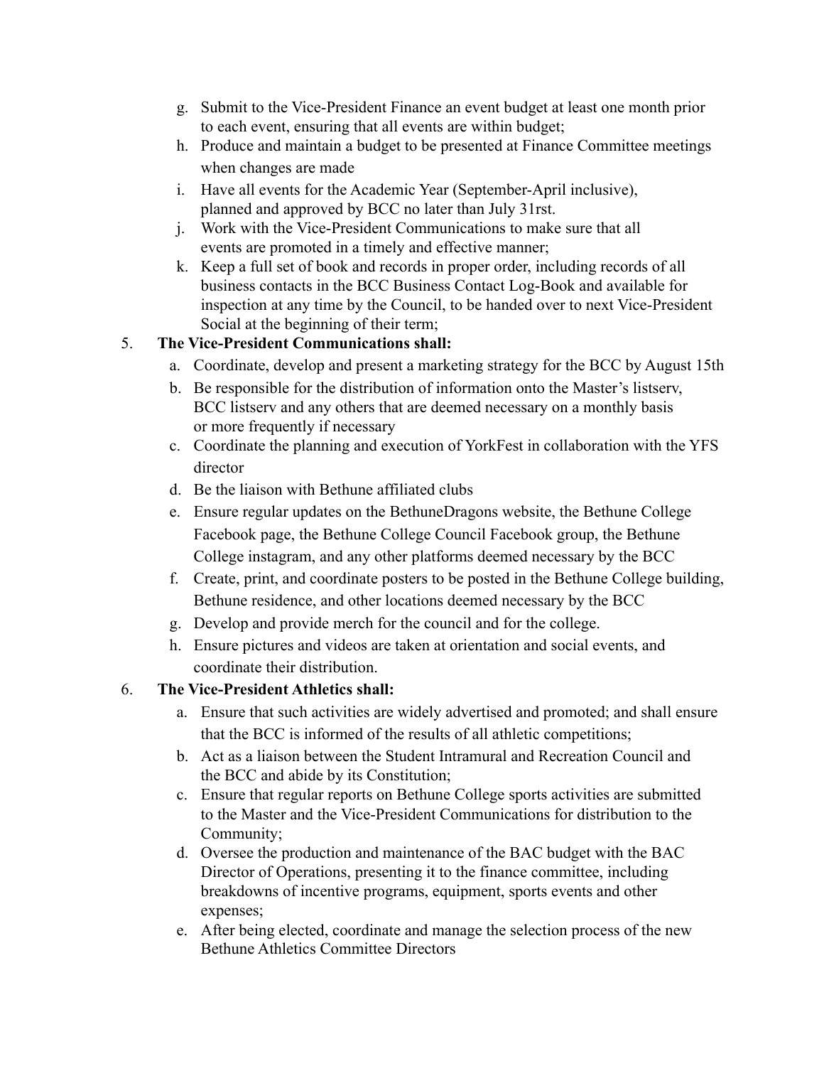g. Submit to the Vice-President Finance an event budget at least one month prior to each event, ensuring that all events are within budget;
h. Produce and maintain a budget to be presented at Finance Committee meetings when changes are made
i. Have all events for the Academic Year (September-April inclusive), planned and approved by BCC no later than July 31rst.
j. Work with the Vice-President Communications to make sure that all events are promoted in a timely and effective manner;
k. Keep a full set of book and records in proper order, including records of all business contacts in the BCC Business Contact Log-Book and available for inspection at any time by the Council, to be handed over to next Vice-President Social at the beginning of their term;

5. **The Vice-President Communications shall:**
   a. Coordinate, develop and present a marketing strategy for the BCC by August 15th
   b. Be responsible for the distribution of information onto the Master's listserv, BCC listserv and any others that are deemed necessary on a monthly basis or more frequently if necessary
   c. Coordinate the planning and execution of YorkFest in collaboration with the YFS director
   d. Be the liaison with Bethune affiliated clubs
   e. Ensure regular updates on the BethuneDragons website, the Bethune College Facebook page, the Bethune College Council Facebook group, the Bethune College instagram, and any other platforms deemed necessary by the BCC
   f. Create, print, and coordinate posters to be posted in the Bethune College building, Bethune residence, and other locations deemed necessary by the BCC
   g. Develop and provide merch for the council and for the college.
   h. Ensure pictures and videos are taken at orientation and social events, and coordinate their distribution.

6. **The Vice-President Athletics shall:**
   a. Ensure that such activities are widely advertised and promoted; and shall ensure that the BCC is informed of the results of all athletic competitions;
   b. Act as a liaison between the Student Intramural and Recreation Council and the BCC and abide by its Constitution;
   c. Ensure that regular reports on Bethune College sports activities are submitted to the Master and the Vice-President Communications for distribution to the Community;
   d. Oversee the production and maintenance of the BAC budget with the BAC Director of Operations, presenting it to the finance committee, including breakdowns of incentive programs, equipment, sports events and other expenses;
   e. After being elected, coordinate and manage the selection process of the new Bethune Athletics Committee Directors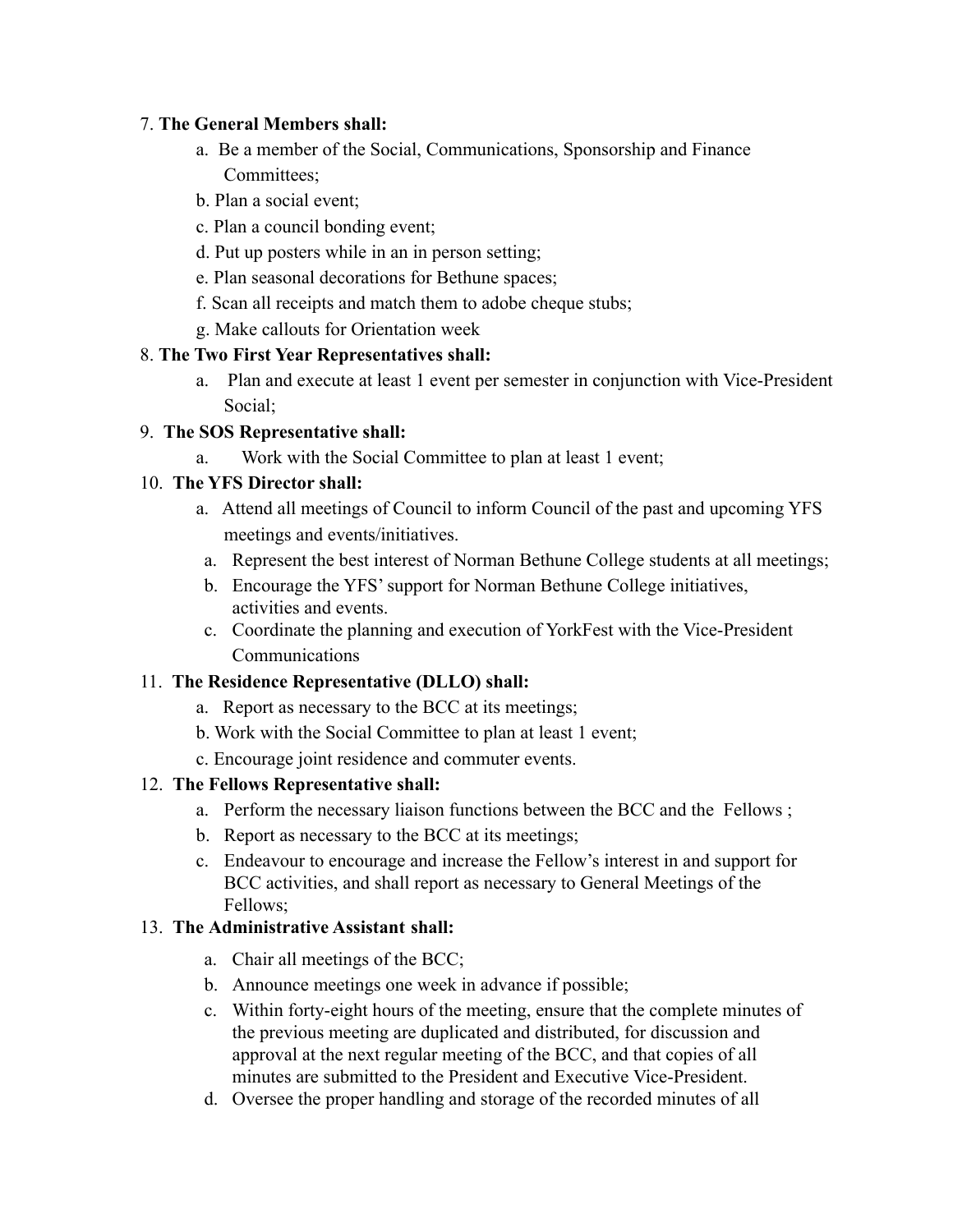7. **The General Members shall:**
    a. Be a member of the Social, Communications, Sponsorship and Finance Committees;
    b. Plan a social event;
    c. Plan a council bonding event;
    d. Put up posters while in an in person setting;
    e. Plan seasonal decorations for Bethune spaces;
    f. Scan all receipts and match them to adobe cheque stubs;
    g. Make callouts for Orientation week
8. **The Two First Year Representatives shall:**
    a. Plan and execute at least 1 event per semester in conjunction with Vice-President Social;
9. **The SOS Representative shall:**
    a. Work with the Social Committee to plan at least 1 event;
10. **The YFS Director shall:**
    a. Attend all meetings of Council to inform Council of the past and upcoming YFS meetings and events/initiatives.
    a. Represent the best interest of Norman Bethune College students at all meetings;
    b. Encourage the YFS' support for Norman Bethune College initiatives, activities and events.
    c. Coordinate the planning and execution of YorkFest with the Vice-President Communications
11. **The Residence Representative (DLLO) shall:**
    a. Report as necessary to the BCC at its meetings;
    b. Work with the Social Committee to plan at least 1 event;
    c. Encourage joint residence and commuter events.
12. **The Fellows Representative shall:**
    a. Perform the necessary liaison functions between the BCC and the Fellows ;
    b. Report as necessary to the BCC at its meetings;
    c. Endeavour to encourage and increase the Fellow's interest in and support for BCC activities, and shall report as necessary to General Meetings of the Fellows;
13. **The Administrative Assistant shall:**
    a. Chair all meetings of the BCC;
    b. Announce meetings one week in advance if possible;
    c. Within forty-eight hours of the meeting, ensure that the complete minutes of the previous meeting are duplicated and distributed, for discussion and approval at the next regular meeting of the BCC, and that copies of all minutes are submitted to the President and Executive Vice-President.
    d. Oversee the proper handling and storage of the recorded minutes of all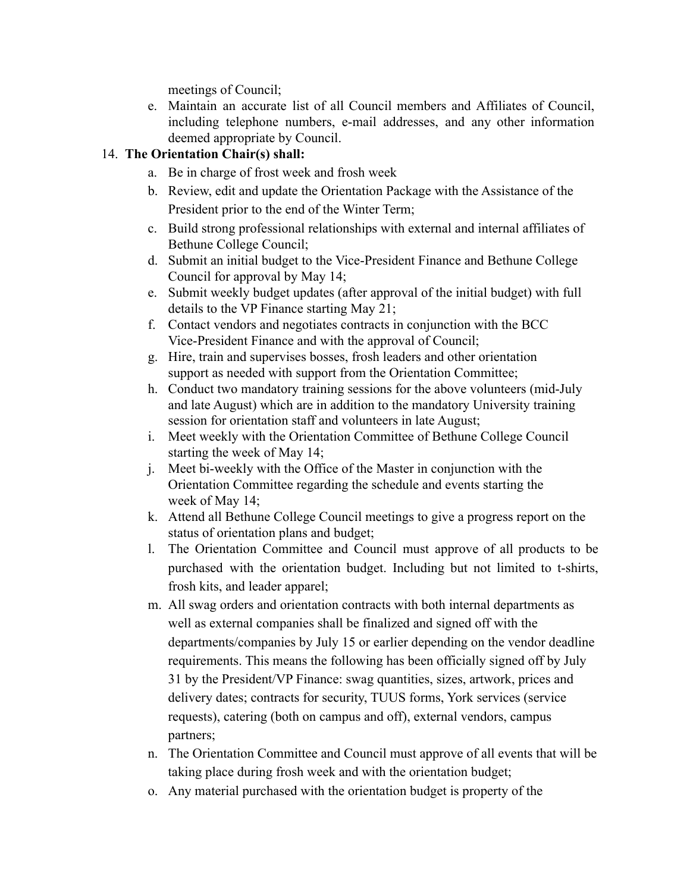meetings of Council;

e. Maintain an accurate list of all Council members and Affiliates of Council, including telephone numbers, e-mail addresses, and any other information deemed appropriate by Council.

14. **The Orientation Chair(s) shall:**
    a. Be in charge of frost week and frosh week
    b. Review, edit and update the Orientation Package with the Assistance of the President prior to the end of the Winter Term;
    c. Build strong professional relationships with external and internal affiliates of Bethune College Council;
    d. Submit an initial budget to the Vice-President Finance and Bethune College Council for approval by May 14;
    e. Submit weekly budget updates (after approval of the initial budget) with full details to the VP Finance starting May 21;
    f. Contact vendors and negotiates contracts in conjunction with the BCC Vice-President Finance and with the approval of Council;
    g. Hire, train and supervises bosses, frosh leaders and other orientation support as needed with support from the Orientation Committee;
    h. Conduct two mandatory training sessions for the above volunteers (mid-July and late August) which are in addition to the mandatory University training session for orientation staff and volunteers in late August;
    i. Meet weekly with the Orientation Committee of Bethune College Council starting the week of May 14;
    j. Meet bi-weekly with the Office of the Master in conjunction with the Orientation Committee regarding the schedule and events starting the week of May 14;
    k. Attend all Bethune College Council meetings to give a progress report on the status of orientation plans and budget;
    l. The Orientation Committee and Council must approve of all products to be purchased with the orientation budget. Including but not limited to t-shirts, frosh kits, and leader apparel;
    m. All swag orders and orientation contracts with both internal departments as well as external companies shall be finalized and signed off with the departments/companies by July 15 or earlier depending on the vendor deadline requirements. This means the following has been officially signed off by July 31 by the President/VP Finance: swag quantities, sizes, artwork, prices and delivery dates; contracts for security, TUUS forms, York services (service requests), catering (both on campus and off), external vendors, campus partners;
    n. The Orientation Committee and Council must approve of all events that will be taking place during frosh week and with the orientation budget;
    o. Any material purchased with the orientation budget is property of the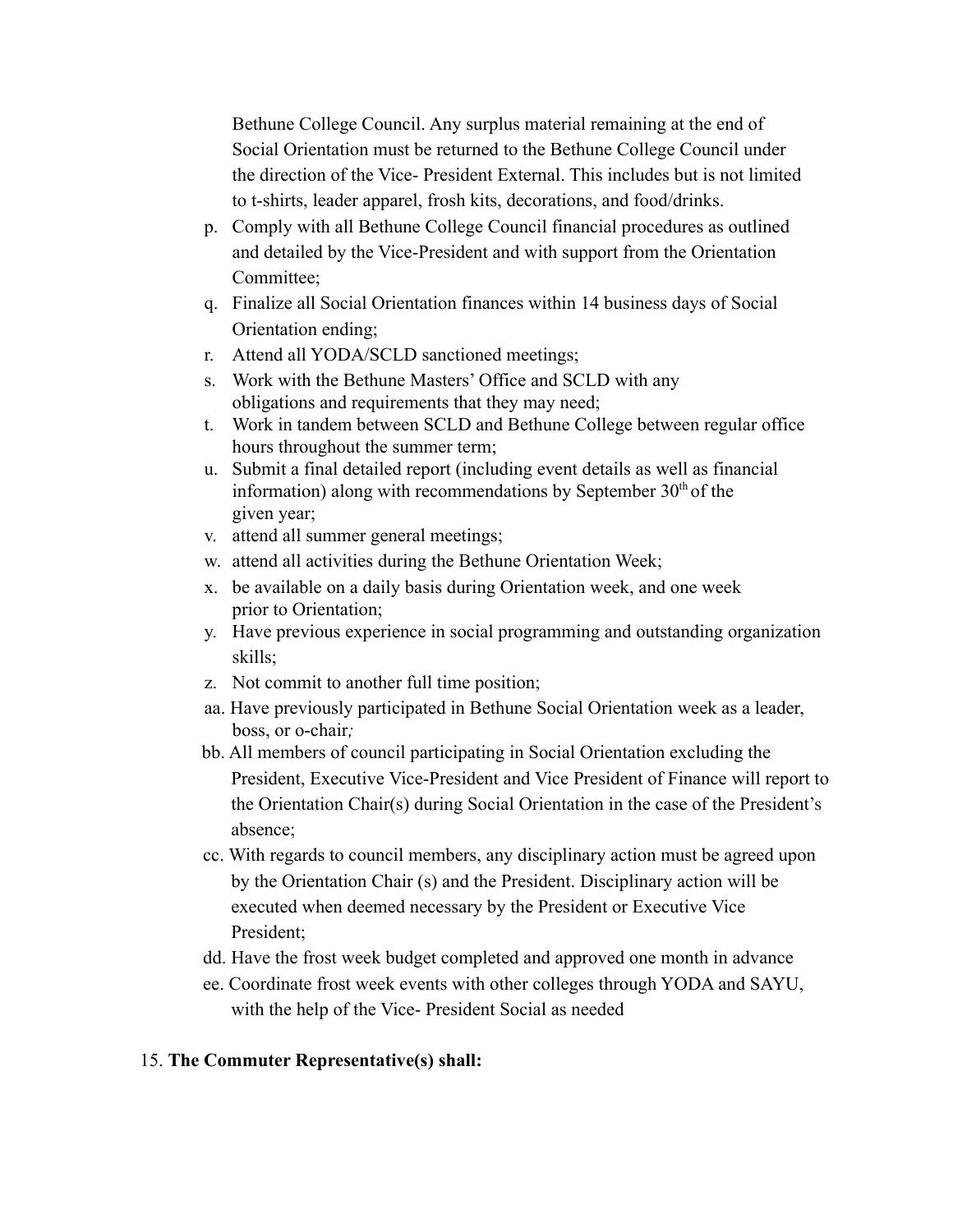Bethune College Council. Any surplus material remaining at the end of Social Orientation must be returned to the Bethune College Council under the direction of the Vice- President External. This includes but is not limited to t-shirts, leader apparel, frosh kits, decorations, and food/drinks.

p. Comply with all Bethune College Council financial procedures as outlined and detailed by the Vice-President and with support from the Orientation Committee;
q. Finalize all Social Orientation finances within 14 business days of Social Orientation ending;
r. Attend all YODA/SCLD sanctioned meetings;
s. Work with the Bethune Masters' Office and SCLD with any obligations and requirements that they may need;
t. Work in tandem between SCLD and Bethune College between regular office hours throughout the summer term;
u. Submit a final detailed report (including event details as well as financial information) along with recommendations by September 30th of the given year;
v. attend all summer general meetings;
w. attend all activities during the Bethune Orientation Week;
x. be available on a daily basis during Orientation week, and one week prior to Orientation;
y. Have previous experience in social programming and outstanding organization skills;
z. Not commit to another full time position;
aa. Have previously participated in Bethune Social Orientation week as a leader, boss, or o-chair*;*
bb. All members of council participating in Social Orientation excluding the President, Executive Vice-President and Vice President of Finance will report to the Orientation Chair(s) during Social Orientation in the case of the President's absence;
cc. With regards to council members, any disciplinary action must be agreed upon by the Orientation Chair (s) and the President. Disciplinary action will be executed when deemed necessary by the President or Executive Vice President;
dd. Have the frost week budget completed and approved one month in advance
ee. Coordinate frost week events with other colleges through YODA and SAYU, with the help of the Vice- President Social as needed

15. **The Commuter Representative(s) shall:**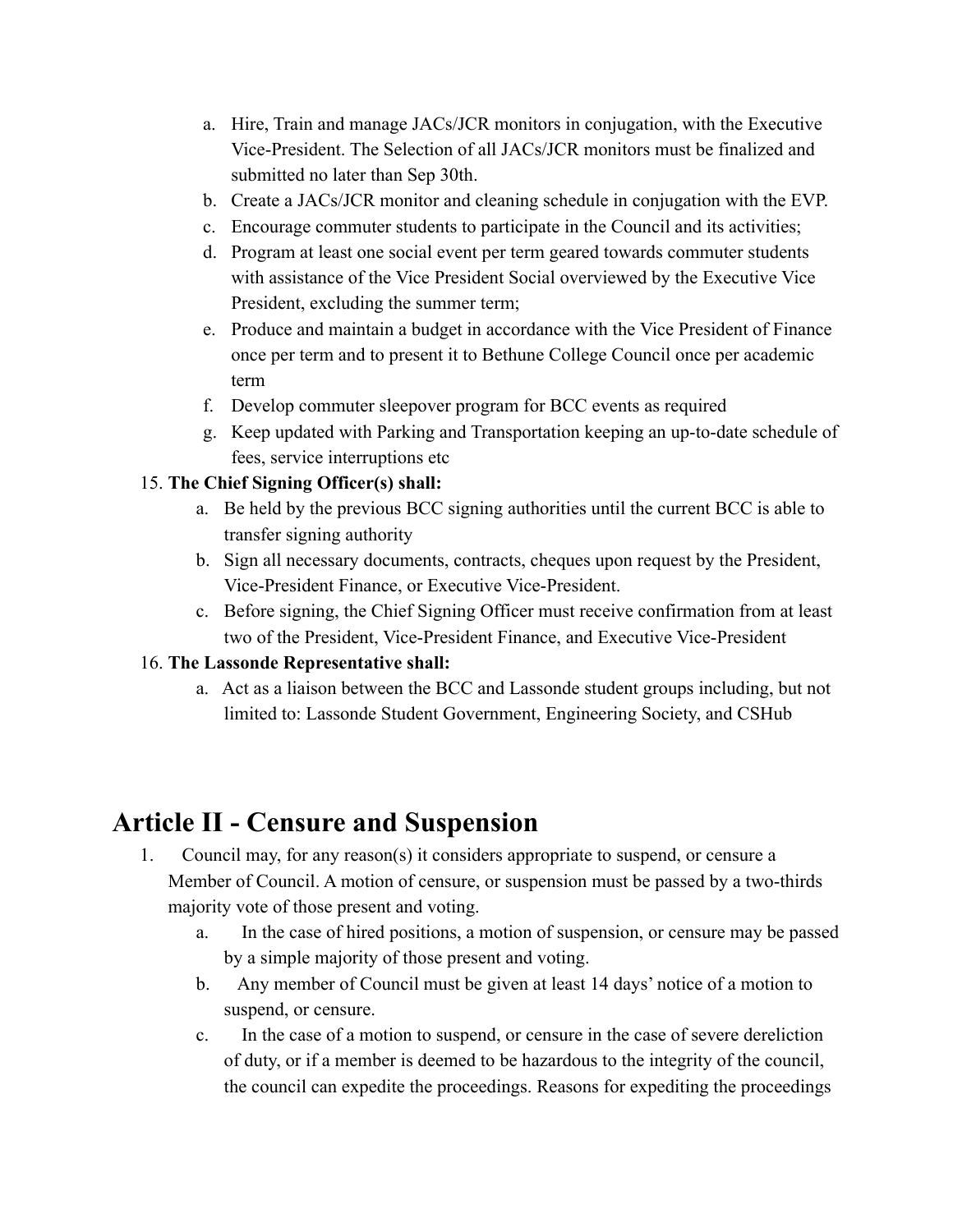a. Hire, Train and manage JACs/JCR monitors in conjugation, with the Executive Vice-President. The Selection of all JACs/JCR monitors must be finalized and submitted no later than Sep 30th.
b. Create a JACs/JCR monitor and cleaning schedule in conjugation with the EVP.
c. Encourage commuter students to participate in the Council and its activities;
d. Program at least one social event per term geared towards commuter students with assistance of the Vice President Social overviewed by the Executive Vice President, excluding the summer term;
e. Produce and maintain a budget in accordance with the Vice President of Finance once per term and to present it to Bethune College Council once per academic term
f. Develop commuter sleepover program for BCC events as required
g. Keep updated with Parking and Transportation keeping an up-to-date schedule of fees, service interruptions etc

15. **The Chief Signing Officer(s) shall:**
    a. Be held by the previous BCC signing authorities until the current BCC is able to transfer signing authority
    b. Sign all necessary documents, contracts, cheques upon request by the President, Vice-President Finance, or Executive Vice-President.
    c. Before signing, the Chief Signing Officer must receive confirmation from at least two of the President, Vice-President Finance, and Executive Vice-President
16. **The Lassonde Representative shall:**
    a. Act as a liaison between the BCC and Lassonde student groups including, but not limited to: Lassonde Student Government, Engineering Society, and CSHub

# Article II - Censure and Suspension

1. Council may, for any reason(s) it considers appropriate to suspend, or censure a Member of Council. A motion of censure, or suspension must be passed by a two-thirds majority vote of those present and voting.
    a. In the case of hired positions, a motion of suspension, or censure may be passed by a simple majority of those present and voting.
    b. Any member of Council must be given at least 14 days' notice of a motion to suspend, or censure.
    c. In the case of a motion to suspend, or censure in the case of severe dereliction of duty, or if a member is deemed to be hazardous to the integrity of the council, the council can expedite the proceedings. Reasons for expediting the proceedings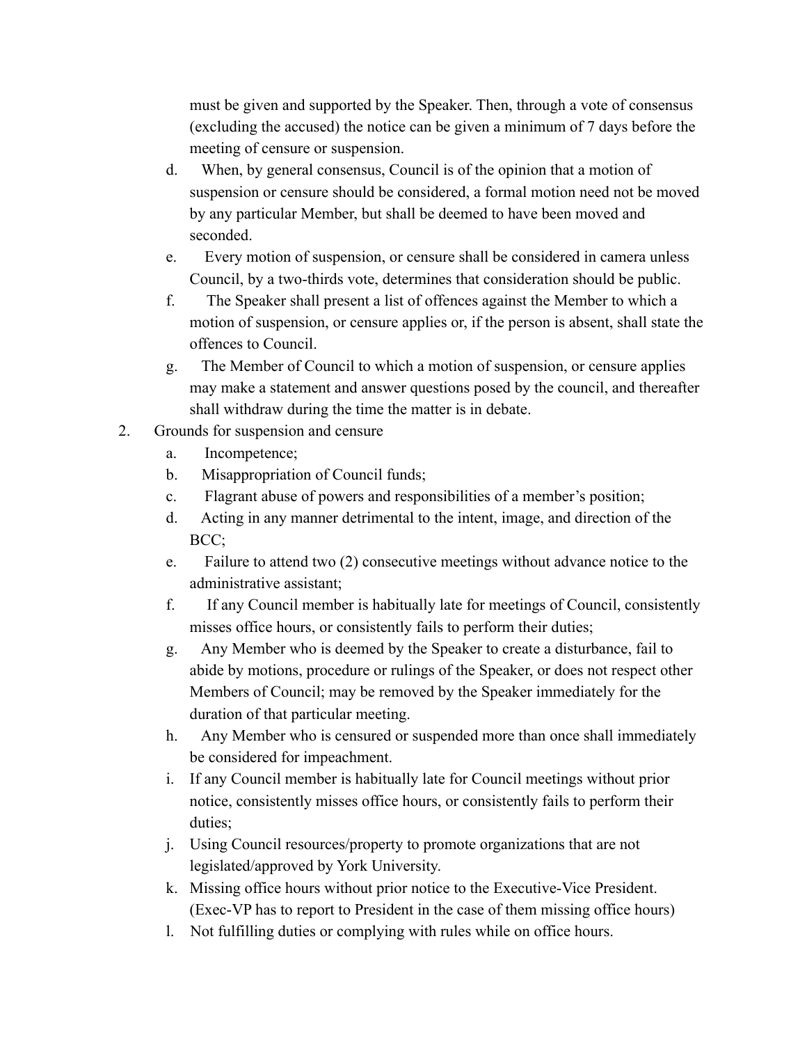must be given and supported by the Speaker. Then, through a vote of consensus (excluding the accused) the notice can be given a minimum of 7 days before the meeting of censure or suspension.

   d. When, by general consensus, Council is of the opinion that a motion of suspension or censure should be considered, a formal motion need not be moved by any particular Member, but shall be deemed to have been moved and seconded.
   e. Every motion of suspension, or censure shall be considered in camera unless Council, by a two-thirds vote, determines that consideration should be public.
   f. The Speaker shall present a list of offences against the Member to which a motion of suspension, or censure applies or, if the person is absent, shall state the offences to Council.
   g. The Member of Council to which a motion of suspension, or censure applies may make a statement and answer questions posed by the council, and thereafter shall withdraw during the time the matter is in debate.

2. Grounds for suspension and censure
   a. Incompetence;
   b. Misappropriation of Council funds;
   c. Flagrant abuse of powers and responsibilities of a member's position;
   d. Acting in any manner detrimental to the intent, image, and direction of the BCC;
   e. Failure to attend two (2) consecutive meetings without advance notice to the administrative assistant;
   f. If any Council member is habitually late for meetings of Council, consistently misses office hours, or consistently fails to perform their duties;
   g. Any Member who is deemed by the Speaker to create a disturbance, fail to abide by motions, procedure or rulings of the Speaker, or does not respect other Members of Council; may be removed by the Speaker immediately for the duration of that particular meeting.
   h. Any Member who is censured or suspended more than once shall immediately be considered for impeachment.
   i. If any Council member is habitually late for Council meetings without prior notice, consistently misses office hours, or consistently fails to perform their duties;
   j. Using Council resources/property to promote organizations that are not legislated/approved by York University.
   k. Missing office hours without prior notice to the Executive-Vice President. (Exec-VP has to report to President in the case of them missing office hours)
   l. Not fulfilling duties or complying with rules while on office hours.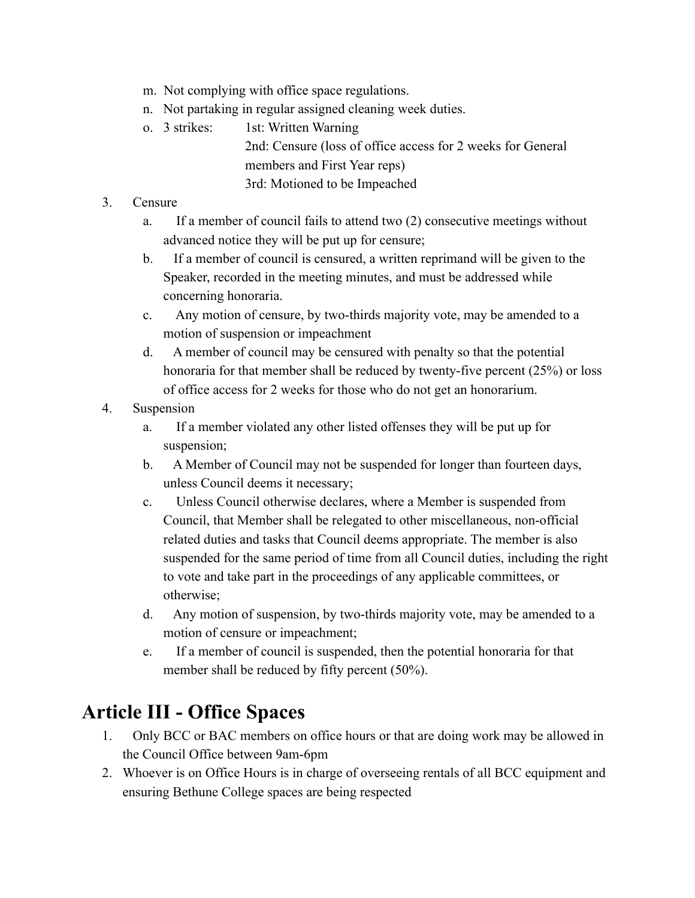m. Not complying with office space regulations.
   n. Not partaking in regular assigned cleaning week duties.
   o. 3 strikes:
      1st: Written Warning
      2nd: Censure (loss of office access for 2 weeks for General members and First Year reps)
      3rd: Motioned to be Impeached

3. Censure
   a. If a member of council fails to attend two (2) consecutive meetings without advanced notice they will be put up for censure;
   b. If a member of council is censured, a written reprimand will be given to the Speaker, recorded in the meeting minutes, and must be addressed while concerning honoraria.
   c. Any motion of censure, by two-thirds majority vote, may be amended to a motion of suspension or impeachment
   d. A member of council may be censured with penalty so that the potential honoraria for that member shall be reduced by twenty-five percent (25%) or loss of office access for 2 weeks for those who do not get an honorarium.

4. Suspension
   a. If a member violated any other listed offenses they will be put up for suspension;
   b. A Member of Council may not be suspended for longer than fourteen days, unless Council deems it necessary;
   c. Unless Council otherwise declares, where a Member is suspended from Council, that Member shall be relegated to other miscellaneous, non-official related duties and tasks that Council deems appropriate. The member is also suspended for the same period of time from all Council duties, including the right to vote and take part in the proceedings of any applicable committees, or otherwise;
   d. Any motion of suspension, by two-thirds majority vote, may be amended to a motion of censure or impeachment;
   e. If a member of council is suspended, then the potential honoraria for that member shall be reduced by fifty percent (50%).

# Article III - Office Spaces

1. Only BCC or BAC members on office hours or that are doing work may be allowed in the Council Office between 9am-6pm
2. Whoever is on Office Hours is in charge of overseeing rentals of all BCC equipment and ensuring Bethune College spaces are being respected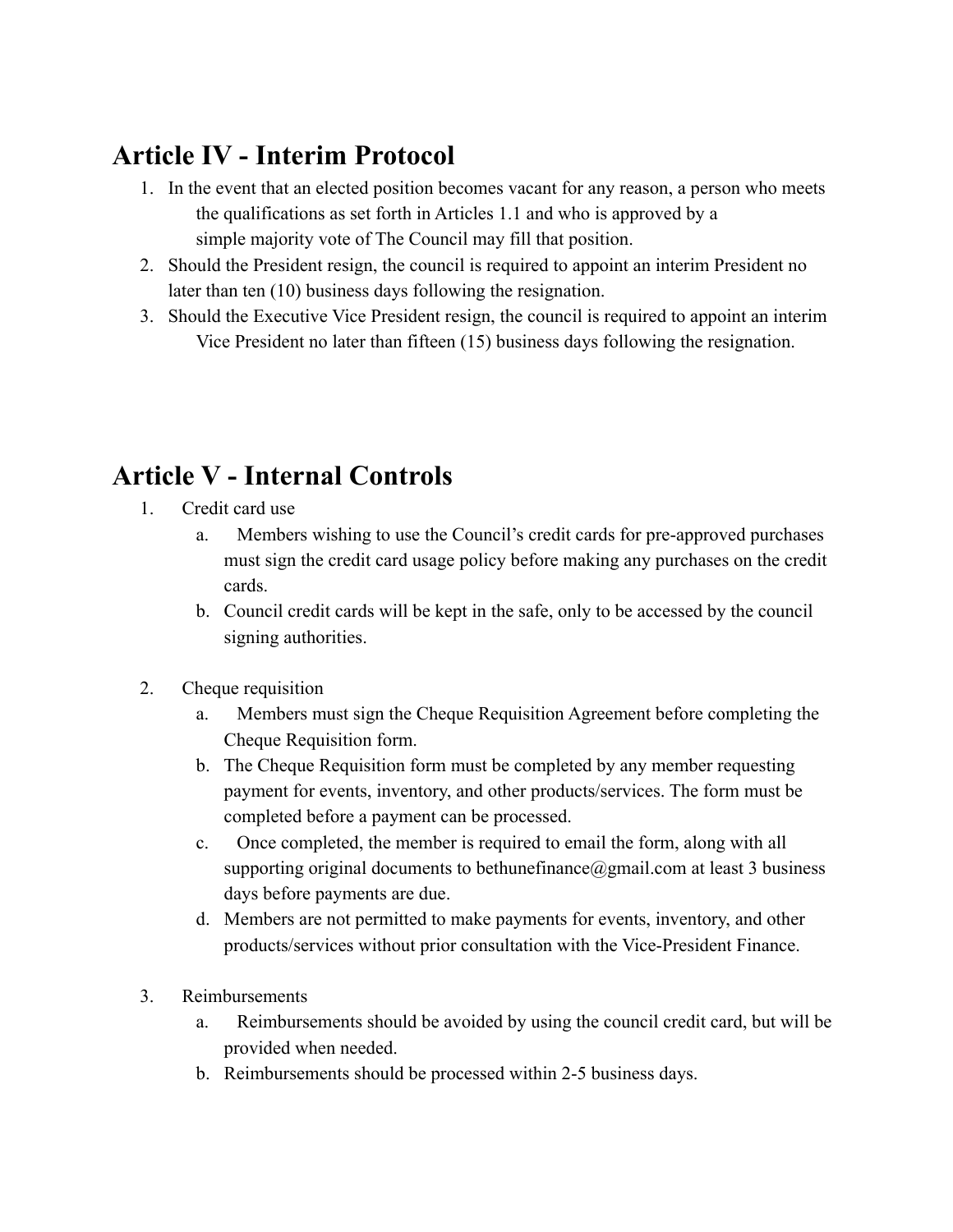## Article IV - Interim Protocol

1. In the event that an elected position becomes vacant for any reason, a person who meets the qualifications as set forth in Articles 1.1 and who is approved by a simple majority vote of The Council may fill that position.
2. Should the President resign, the council is required to appoint an interim President no later than ten (10) business days following the resignation.
3. Should the Executive Vice President resign, the council is required to appoint an interim Vice President no later than fifteen (15) business days following the resignation.

## Article V - Internal Controls

1. Credit card use
    a. Members wishing to use the Council's credit cards for pre-approved purchases must sign the credit card usage policy before making any purchases on the credit cards.
    b. Council credit cards will be kept in the safe, only to be accessed by the council signing authorities.

2. Cheque requisition
    a. Members must sign the Cheque Requisition Agreement before completing the Cheque Requisition form.
    b. The Cheque Requisition form must be completed by any member requesting payment for events, inventory, and other products/services. The form must be completed before a payment can be processed.
    c. Once completed, the member is required to email the form, along with all supporting original documents to bethunefinance@gmail.com at least 3 business days before payments are due.
    d. Members are not permitted to make payments for events, inventory, and other products/services without prior consultation with the Vice-President Finance.

3. Reimbursements
    a. Reimbursements should be avoided by using the council credit card, but will be provided when needed.
    b. Reimbursements should be processed within 2-5 business days.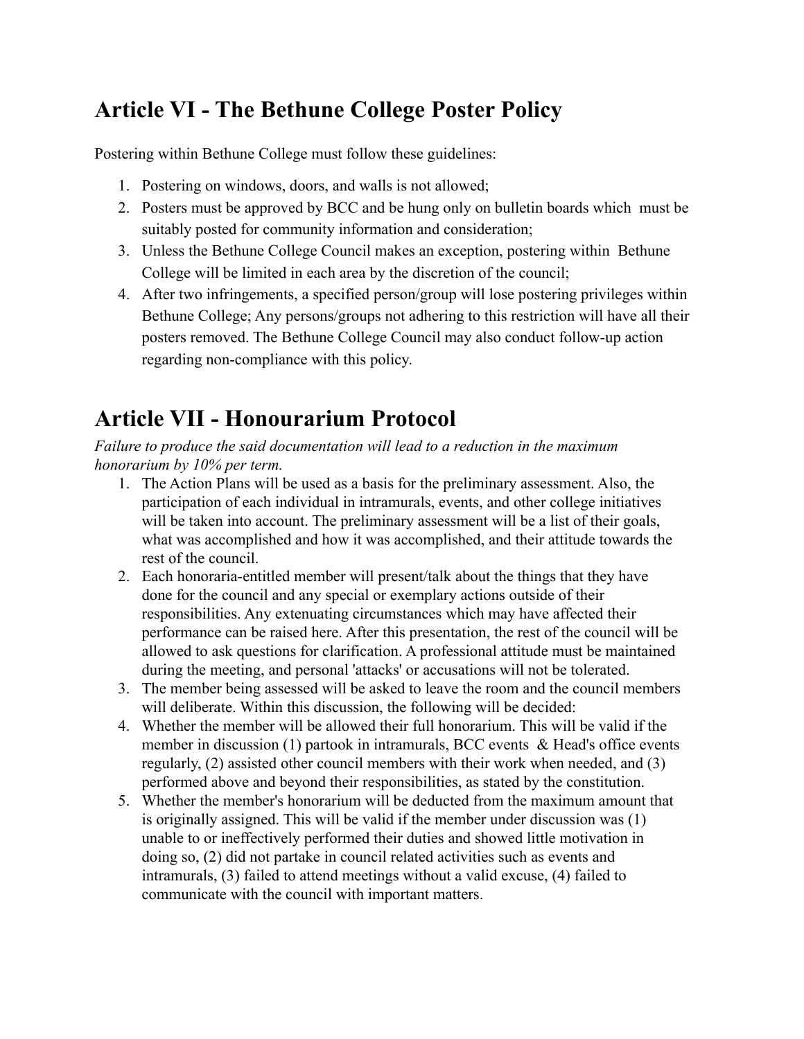## Article VI - The Bethune College Poster Policy

Postering within Bethune College must follow these guidelines:

1. Postering on windows, doors, and walls is not allowed;
2. Posters must be approved by BCC and be hung only on bulletin boards which must be suitably posted for community information and consideration;
3. Unless the Bethune College Council makes an exception, postering within Bethune College will be limited in each area by the discretion of the council;
4. After two infringements, a specified person/group will lose postering privileges within Bethune College; Any persons/groups not adhering to this restriction will have all their posters removed. The Bethune College Council may also conduct follow-up action regarding non-compliance with this policy.

## Article VII - Honourarium Protocol

*Failure to produce the said documentation will lead to a reduction in the maximum honorarium by 10% per term.*

1. The Action Plans will be used as a basis for the preliminary assessment. Also, the participation of each individual in intramurals, events, and other college initiatives will be taken into account. The preliminary assessment will be a list of their goals, what was accomplished and how it was accomplished, and their attitude towards the rest of the council.
2. Each honoraria-entitled member will present/talk about the things that they have done for the council and any special or exemplary actions outside of their responsibilities. Any extenuating circumstances which may have affected their performance can be raised here. After this presentation, the rest of the council will be allowed to ask questions for clarification. A professional attitude must be maintained during the meeting, and personal 'attacks' or accusations will not be tolerated.
3. The member being assessed will be asked to leave the room and the council members will deliberate. Within this discussion, the following will be decided:
4. Whether the member will be allowed their full honorarium. This will be valid if the member in discussion (1) partook in intramurals, BCC events & Head's office events regularly, (2) assisted other council members with their work when needed, and (3) performed above and beyond their responsibilities, as stated by the constitution.
5. Whether the member's honorarium will be deducted from the maximum amount that is originally assigned. This will be valid if the member under discussion was (1) unable to or ineffectively performed their duties and showed little motivation in doing so, (2) did not partake in council related activities such as events and intramurals, (3) failed to attend meetings without a valid excuse, (4) failed to communicate with the council with important matters.